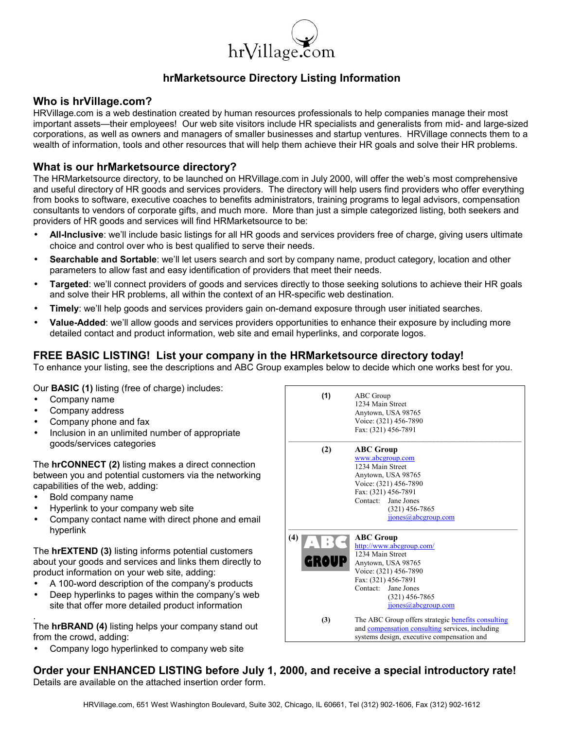hrVillage.com

# hrMarketsource Directory Listing Information

## Who is hrVillage.com?

HRVillage.com is a web destination created by human resources professionals to help companies manage their most important assets—their employees! Our web site visitors include HR specialists and generalists from mid- and large-sized corporations, as well as owners and managers of smaller businesses and startup ventures. HRVillage connects them to a wealth of information, tools and other resources that will help them achieve their HR goals and solve their HR problems.

## What is our hrMarketsource directory?

The HRMarketsource directory, to be launched on HRVillage.com in July 2000, will offer the web's most comprehensive and useful directory of HR goods and services providers. The directory will help users find providers who offer everything from books to software, executive coaches to benefits administrators, training programs to legal advisors, compensation consultants to vendors of corporate gifts, and much more. More than just a simple categorized listing, both seekers and providers of HR goods and services will find HRMarketsource to be:

- **All-Inclusive**: we'll include basic listings for all HR goods and services providers free of charge, giving users ultimate choice and control over who is best qualified to serve their needs.
- **Searchable and Sortable**: we'll let users search and sort by company name, product category, location and other parameters to allow fast and easy identification of providers that meet their needs.
- **Targeted**: we'll connect providers of goods and services directly to those seeking solutions to achieve their HR goals and solve their HR problems, all within the context of an HR-specific web destination.
- **Timely**: we'll help goods and services providers gain on-demand exposure through user initiated searches.
- **Value-Added**: we'll allow goods and services providers opportunities to enhance their exposure by including more detailed contact and product information, web site and email hyperlinks, and corporate logos.

## FREE BASIC LISTING! List your company in the HRMarketsource directory today!

To enhance your listing, see the descriptions and ABC Group examples below to decide which one works best for you.

Our **BASIC (1)** listing (free of charge) includes:

- Company name
- Company address
- Company phone and fax
- Inclusion in an unlimited number of appropriate goods/services categories

The **hrCONNECT (2)** listing makes a direct connection between you and potential customers via the networking capabilities of the web, adding:

- Bold company name
- Hyperlink to your company web site
- Company contact name with direct phone and email hyperlink

The **hrEXTEND (3)** listing informs potential customers about your goods and services and links them directly to product information on your web site, adding:

- A 100-word description of the company's products
- Deep hyperlinks to pages within the company's web site that offer more detailed product information

The **hrBRAND (4)** listing helps your company stand out from the crowd, adding:

- Company logo hyperlinked to company web site

**(1)**
ABC Group
1234 Main Street
Anytown, USA 98765
Voice: (321) 456-7890
Fax: (321) 456-7891

**(2)**
**ABC Group**
www.abcgroup.com
1234 Main Street
Anytown, USA 98765
Voice: (321) 456-7890
Fax: (321) 456-7891
Contact: Jane Jones
(321) 456-7865
jjones@abcgroup.com

**(4)** ABC GROUP
**ABC Group**
http://www.abcgroup.com/
1234 Main Street
Anytown, USA 98765
Voice: (321) 456-7890
Fax: (321) 456-7891
Contact: Jane Jones
(321) 456-7865
jjones@abcgroup.com

**(3)**
The ABC Group offers strategic benefits consulting and compensation consulting services, including systems design, executive compensation and

## Order your ENHANCED LISTING before July 1, 2000, and receive a special introductory rate!

Details are available on the attached insertion order form.

HRVillage.com, 651 West Washington Boulevard, Suite 302, Chicago, IL 60661, Tel (312) 902-1606, Fax (312) 902-1612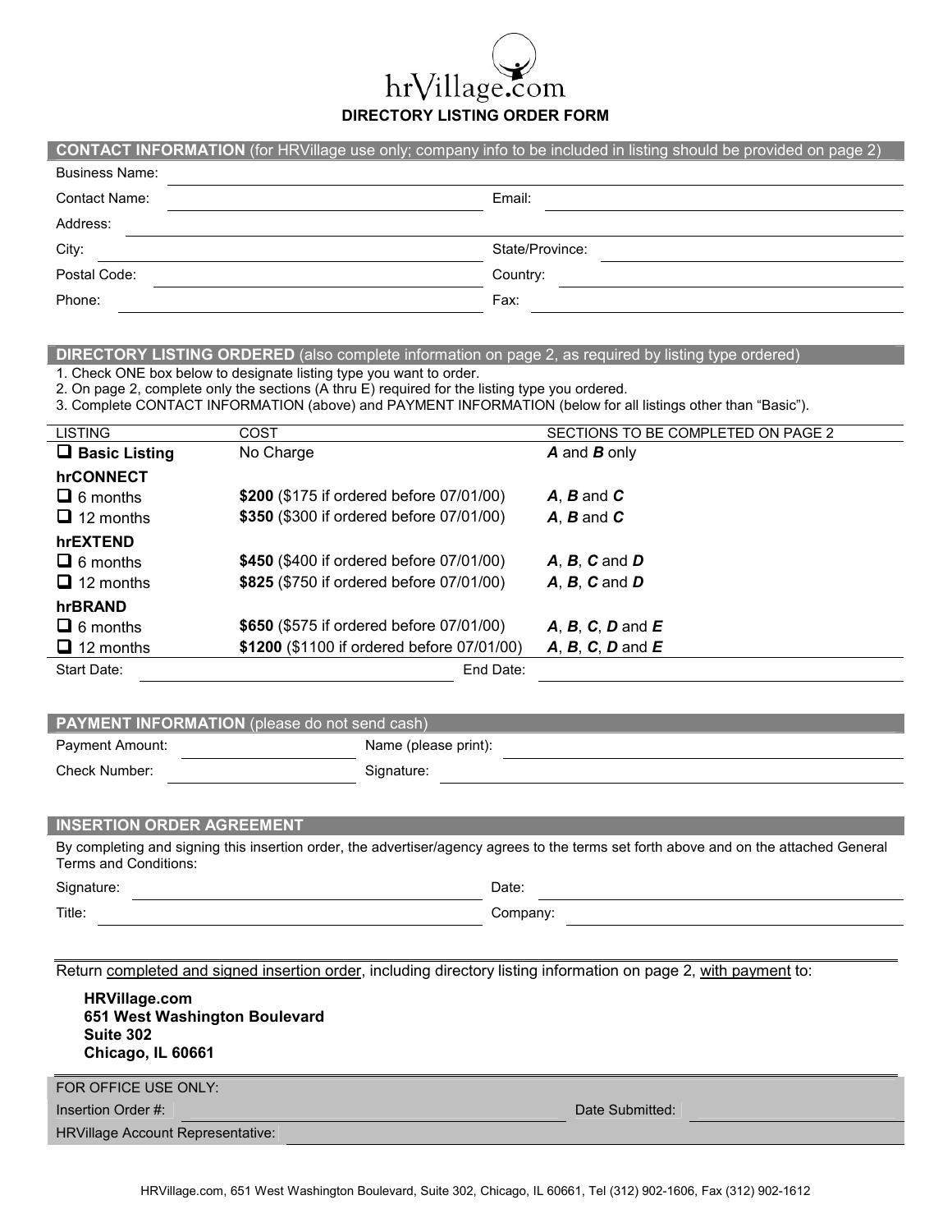# hrVillage.com

## DIRECTORY LISTING ORDER FORM

**CONTACT INFORMATION** (for HRVillage use only; company info to be included in listing should be provided on page 2)

Business Name: ______________________________

Contact Name: ______________________ Email: ______________________

Address: ______________________________

City: ______________________ State/Province: ______________________

Postal Code: ______________________ Country: ______________________

Phone: ______________________ Fax: ______________________

**DIRECTORY LISTING ORDERED** (also complete information on page 2, as required by listing type ordered)

1. Check ONE box below to designate listing type you want to order.
2. On page 2, complete only the sections (A thru E) required for the listing type you ordered.
3. Complete CONTACT INFORMATION (above) and PAYMENT INFORMATION (below for all listings other than "Basic").

| LISTING | COST | SECTIONS TO BE COMPLETED ON PAGE 2 |
|---|---|---|
| ☐ **Basic Listing** | No Charge | ***A*** and ***B*** only |
| **hrCONNECT** | | |
| ☐ 6 months | **$200** ($175 if ordered before 07/01/00) | ***A***, ***B*** and ***C*** |
| ☐ 12 months | **$350** ($300 if ordered before 07/01/00) | ***A***, ***B*** and ***C*** |
| **hrEXTEND** | | |
| ☐ 6 months | **$450** ($400 if ordered before 07/01/00) | ***A***, ***B***, ***C*** and ***D*** |
| ☐ 12 months | **$825** ($750 if ordered before 07/01/00) | ***A***, ***B***, ***C*** and ***D*** |
| **hrBRAND** | | |
| ☐ 6 months | **$650** ($575 if ordered before 07/01/00) | ***A***, ***B***, ***C***, ***D*** and ***E*** |
| ☐ 12 months | **$1200** ($1100 if ordered before 07/01/00) | ***A***, ***B***, ***C***, ***D*** and ***E*** |

Start Date: ______________________ End Date: ______________________

**PAYMENT INFORMATION** (please do not send cash)

Payment Amount: ______________ Name (please print): ______________________

Check Number: ______________ Signature: ______________________

**INSERTION ORDER AGREEMENT**

By completing and signing this insertion order, the advertiser/agency agrees to the terms set forth above and on the attached General Terms and Conditions:

Signature: ______________________ Date: ______________________

Title: ______________________ Company: ______________________

Return completed and signed insertion order, including directory listing information on page 2, with payment to:

**HRVillage.com**
**651 West Washington Boulevard**
**Suite 302**
**Chicago, IL 60661**

FOR OFFICE USE ONLY:

Insertion Order #: ______________________ Date Submitted: ______________________

HRVillage Account Representative: ______________________

HRVillage.com, 651 West Washington Boulevard, Suite 302, Chicago, IL 60661, Tel (312) 902-1606, Fax (312) 902-1612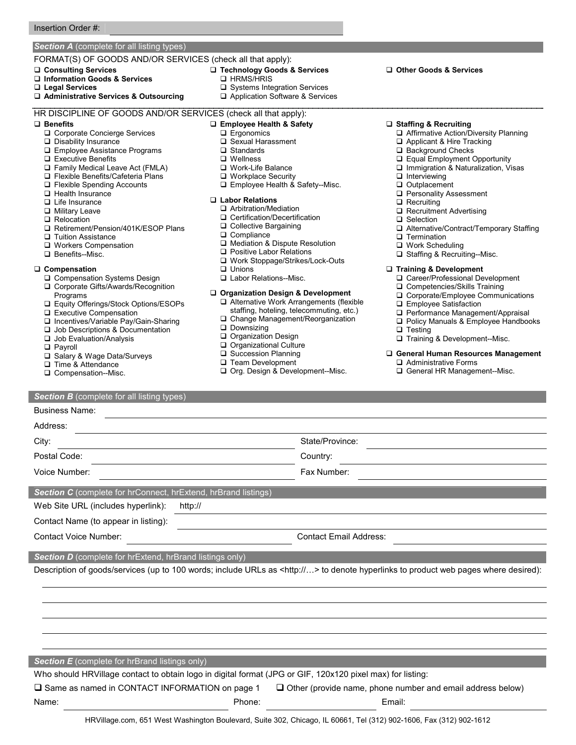Insertion Order #: ______________________

### ***Section A*** (complete for all listing types)

FORMAT(S) OF GOODS AND/OR SERVICES (check all that apply):

- ❑ **Consulting Services**
- ❑ **Information Goods & Services**
- ❑ **Legal Services**
- ❑ **Administrative Services & Outsourcing**
- ❑ **Technology Goods & Services**
  - ❑ HRMS/HRIS
  - ❑ Systems Integration Services
  - ❑ Application Software & Services
- ❑ **Other Goods & Services**

HR DISCIPLINE OF GOODS AND/OR SERVICES (check all that apply):

- ❑ **Benefits**
  - ❑ Corporate Concierge Services
  - ❑ Disability Insurance
  - ❑ Employee Assistance Programs
  - ❑ Executive Benefits
  - ❑ Family Medical Leave Act (FMLA)
  - ❑ Flexible Benefits/Cafeteria Plans
  - ❑ Flexible Spending Accounts
  - ❑ Health Insurance
  - ❑ Life Insurance
  - ❑ Military Leave
  - ❑ Relocation
  - ❑ Retirement/Pension/401K/ESOP Plans
  - ❑ Tuition Assistance
  - ❑ Workers Compensation
  - ❑ Benefits--Misc.
- ❑ **Compensation**
  - ❑ Compensation Systems Design
  - ❑ Corporate Gifts/Awards/Recognition Programs
  - ❑ Equity Offerings/Stock Options/ESOPs
  - ❑ Executive Compensation
  - ❑ Incentives/Variable Pay/Gain-Sharing
  - ❑ Job Descriptions & Documentation
  - ❑ Job Evaluation/Analysis
  - ❑ Payroll
  - ❑ Salary & Wage Data/Surveys
  - ❑ Time & Attendance
  - ❑ Compensation--Misc.
- ❑ **Employee Health & Safety**
  - ❑ Ergonomics
  - ❑ Sexual Harassment
  - ❑ Standards
  - ❑ Wellness
  - ❑ Work-Life Balance
  - ❑ Workplace Security
  - ❑ Employee Health & Safety--Misc.
- ❑ **Labor Relations**
  - ❑ Arbitration/Mediation
  - ❑ Certification/Decertification
  - ❑ Collective Bargaining
  - ❑ Compliance
  - ❑ Mediation & Dispute Resolution
  - ❑ Positive Labor Relations
  - ❑ Work Stoppage/Strikes/Lock-Outs
  - ❑ Unions
  - ❑ Labor Relations--Misc.
- ❑ **Organization Design & Development**
  - ❑ Alternative Work Arrangements (flexible staffing, hoteling, telecommuting, etc.)
  - ❑ Change Management/Reorganization
  - ❑ Downsizing
  - ❑ Organization Design
  - ❑ Organizational Culture
  - ❑ Succession Planning
  - ❑ Team Development
  - ❑ Org. Design & Development--Misc.
- ❑ **Staffing & Recruiting**
  - ❑ Affirmative Action/Diversity Planning
  - ❑ Applicant & Hire Tracking
  - ❑ Background Checks
  - ❑ Equal Employment Opportunity
  - ❑ Immigration & Naturalization, Visas
  - ❑ Interviewing
  - ❑ Outplacement
  - ❑ Personality Assessment
  - ❑ Recruiting
  - ❑ Recruitment Advertising
  - ❑ Selection
  - ❑ Alternative/Contract/Temporary Staffing
  - ❑ Termination
  - ❑ Work Scheduling
  - ❑ Staffing & Recruiting--Misc.
- ❑ **Training & Development**
  - ❑ Career/Professional Development
  - ❑ Competencies/Skills Training
  - ❑ Corporate/Employee Communications
  - ❑ Employee Satisfaction
  - ❑ Performance Management/Appraisal
  - ❑ Policy Manuals & Employee Handbooks
  - ❑ Testing
  - ❑ Training & Development--Misc.
- ❑ **General Human Resources Management**
  - ❑ Administrative Forms
  - ❑ General HR Management--Misc.

### ***Section B*** (complete for all listing types)

Business Name: ______________________

Address: ______________________

City: ______________________ State/Province: ______________________

Postal Code: ______________________ Country: ______________________

Voice Number: ______________________ Fax Number: ______________________

### ***Section C*** (complete for hrConnect, hrExtend, hrBrand listings)

Web Site URL (includes hyperlink): http:// ______________________

Contact Name (to appear in listing): ______________________

Contact Voice Number: ______________________ Contact Email Address: ______________________

### ***Section D*** (complete for hrExtend, hrBrand listings only)

Description of goods/services (up to 100 words; include URLs as <http://…> to denote hyperlinks to product web pages where desired):

______________________

______________________

______________________

______________________

______________________

### ***Section E*** (complete for hrBrand listings only)

Who should HRVillage contact to obtain logo in digital format (JPG or GIF, 120x120 pixel max) for listing:

❑ Same as named in CONTACT INFORMATION on page 1 ❑ Other (provide name, phone number and email address below)

Name: ______________________ Phone: ______________________ Email: ______________________

HRVillage.com, 651 West Washington Boulevard, Suite 302, Chicago, IL 60661, Tel (312) 902-1606, Fax (312) 902-1612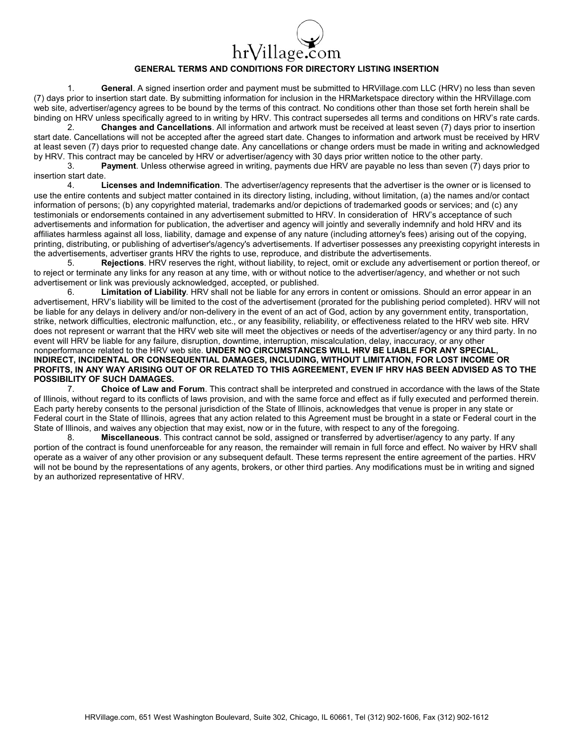hrVillage.com

## GENERAL TERMS AND CONDITIONS FOR DIRECTORY LISTING INSERTION

1. **General**. A signed insertion order and payment must be submitted to HRVillage.com LLC (HRV) no less than seven (7) days prior to insertion start date. By submitting information for inclusion in the HRMarketspace directory within the HRVillage.com web site, advertiser/agency agrees to be bound by the terms of this contract. No conditions other than those set forth herein shall be binding on HRV unless specifically agreed to in writing by HRV. This contract supersedes all terms and conditions on HRV's rate cards.

2. **Changes and Cancellations**. All information and artwork must be received at least seven (7) days prior to insertion start date. Cancellations will not be accepted after the agreed start date. Changes to information and artwork must be received by HRV at least seven (7) days prior to requested change date. Any cancellations or change orders must be made in writing and acknowledged by HRV. This contract may be canceled by HRV or advertiser/agency with 30 days prior written notice to the other party.

3. **Payment**. Unless otherwise agreed in writing, payments due HRV are payable no less than seven (7) days prior to insertion start date.

4. **Licenses and Indemnification**. The advertiser/agency represents that the advertiser is the owner or is licensed to use the entire contents and subject matter contained in its directory listing, including, without limitation, (a) the names and/or contact information of persons; (b) any copyrighted material, trademarks and/or depictions of trademarked goods or services; and (c) any testimonials or endorsements contained in any advertisement submitted to HRV. In consideration of HRV's acceptance of such advertisements and information for publication, the advertiser and agency will jointly and severally indemnify and hold HRV and its affiliates harmless against all loss, liability, damage and expense of any nature (including attorney's fees) arising out of the copying, printing, distributing, or publishing of advertiser's/agency's advertisements. If advertiser possesses any preexisting copyright interests in the advertisements, advertiser grants HRV the rights to use, reproduce, and distribute the advertisements.

5. **Rejections**. HRV reserves the right, without liability, to reject, omit or exclude any advertisement or portion thereof, or to reject or terminate any links for any reason at any time, with or without notice to the advertiser/agency, and whether or not such advertisement or link was previously acknowledged, accepted, or published.

6. **Limitation of Liability**. HRV shall not be liable for any errors in content or omissions. Should an error appear in an advertisement, HRV's liability will be limited to the cost of the advertisement (prorated for the publishing period completed). HRV will not be liable for any delays in delivery and/or non-delivery in the event of an act of God, action by any government entity, transportation, strike, network difficulties, electronic malfunction, etc., or any feasibility, reliability, or effectiveness related to the HRV web site. HRV does not represent or warrant that the HRV web site will meet the objectives or needs of the advertiser/agency or any third party. In no event will HRV be liable for any failure, disruption, downtime, interruption, miscalculation, delay, inaccuracy, or any other nonperformance related to the HRV web site. **UNDER NO CIRCUMSTANCES WILL HRV BE LIABLE FOR ANY SPECIAL, INDIRECT, INCIDENTAL OR CONSEQUENTIAL DAMAGES, INCLUDING, WITHOUT LIMITATION, FOR LOST INCOME OR PROFITS, IN ANY WAY ARISING OUT OF OR RELATED TO THIS AGREEMENT, EVEN IF HRV HAS BEEN ADVISED AS TO THE POSSIBILITY OF SUCH DAMAGES.**

7. **Choice of Law and Forum**. This contract shall be interpreted and construed in accordance with the laws of the State of Illinois, without regard to its conflicts of laws provision, and with the same force and effect as if fully executed and performed therein. Each party hereby consents to the personal jurisdiction of the State of Illinois, acknowledges that venue is proper in any state or Federal court in the State of Illinois, agrees that any action related to this Agreement must be brought in a state or Federal court in the State of Illinois, and waives any objection that may exist, now or in the future, with respect to any of the foregoing.

8. **Miscellaneous**. This contract cannot be sold, assigned or transferred by advertiser/agency to any party. If any portion of the contract is found unenforceable for any reason, the remainder will remain in full force and effect. No waiver by HRV shall operate as a waiver of any other provision or any subsequent default. These terms represent the entire agreement of the parties. HRV will not be bound by the representations of any agents, brokers, or other third parties. Any modifications must be in writing and signed by an authorized representative of HRV.

HRVillage.com, 651 West Washington Boulevard, Suite 302, Chicago, IL 60661, Tel (312) 902-1606, Fax (312) 902-1612